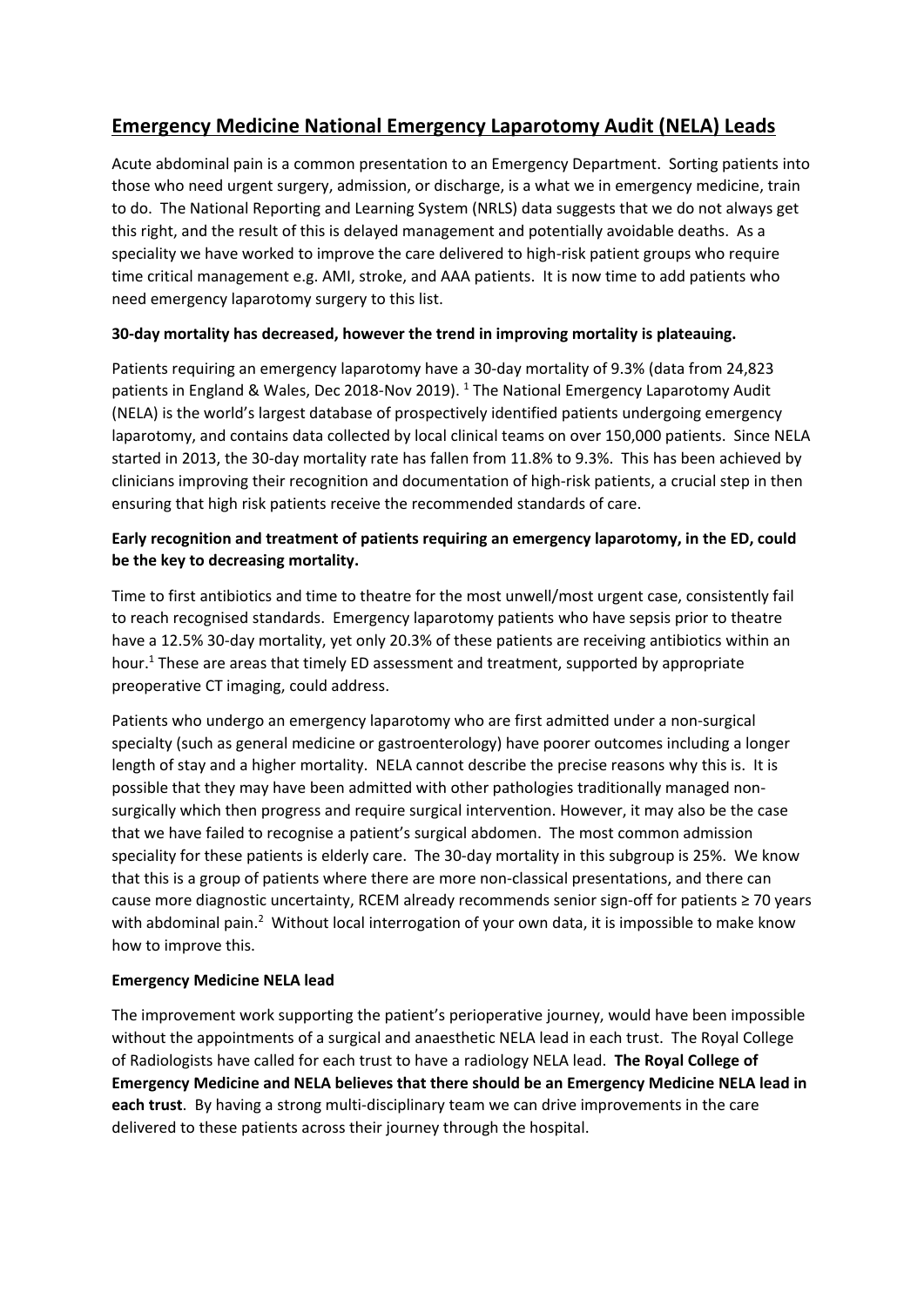# Emergency Medicine National Emergency Laparotomy Audit (NELA) Leads

Acute abdominal pain is a common presentation to an Emergency Department. Sorting patients into those who need urgent surgery, admission, or discharge, is a what we in emergency medicine, train to do. The National Reporting and Learning System (NRLS) data suggests that we do not always get this right, and the result of this is delayed management and potentially avoidable deaths. As a speciality we have worked to improve the care delivered to high-risk patient groups who require time critical management e.g. AMI, stroke, and AAA patients. It is now time to add patients who need emergency laparotomy surgery to this list.

**30-day mortality has decreased, however the trend in improving mortality is plateauing.**

Patients requiring an emergency laparotomy have a 30-day mortality of 9.3% (data from 24,823 patients in England & Wales, Dec 2018-Nov 2019). [1] The National Emergency Laparotomy Audit (NELA) is the world's largest database of prospectively identified patients undergoing emergency laparotomy, and contains data collected by local clinical teams on over 150,000 patients. Since NELA started in 2013, the 30-day mortality rate has fallen from 11.8% to 9.3%. This has been achieved by clinicians improving their recognition and documentation of high-risk patients, a crucial step in then ensuring that high risk patients receive the recommended standards of care.

**Early recognition and treatment of patients requiring an emergency laparotomy, in the ED, could be the key to decreasing mortality.**

Time to first antibiotics and time to theatre for the most unwell/most urgent case, consistently fail to reach recognised standards. Emergency laparotomy patients who have sepsis prior to theatre have a 12.5% 30-day mortality, yet only 20.3% of these patients are receiving antibiotics within an hour.[1] These are areas that timely ED assessment and treatment, supported by appropriate preoperative CT imaging, could address.

Patients who undergo an emergency laparotomy who are first admitted under a non-surgical specialty (such as general medicine or gastroenterology) have poorer outcomes including a longer length of stay and a higher mortality. NELA cannot describe the precise reasons why this is. It is possible that they may have been admitted with other pathologies traditionally managed non-surgically which then progress and require surgical intervention. However, it may also be the case that we have failed to recognise a patient's surgical abdomen. The most common admission speciality for these patients is elderly care. The 30-day mortality in this subgroup is 25%. We know that this is a group of patients where there are more non-classical presentations, and there can cause more diagnostic uncertainty, RCEM already recommends senior sign-off for patients ≥ 70 years with abdominal pain.[2] Without local interrogation of your own data, it is impossible to make know how to improve this.

**Emergency Medicine NELA lead**

The improvement work supporting the patient's perioperative journey, would have been impossible without the appointments of a surgical and anaesthetic NELA lead in each trust. The Royal College of Radiologists have called for each trust to have a radiology NELA lead. **The Royal College of Emergency Medicine and NELA believes that there should be an Emergency Medicine NELA lead in each trust**. By having a strong multi-disciplinary team we can drive improvements in the care delivered to these patients across their journey through the hospital.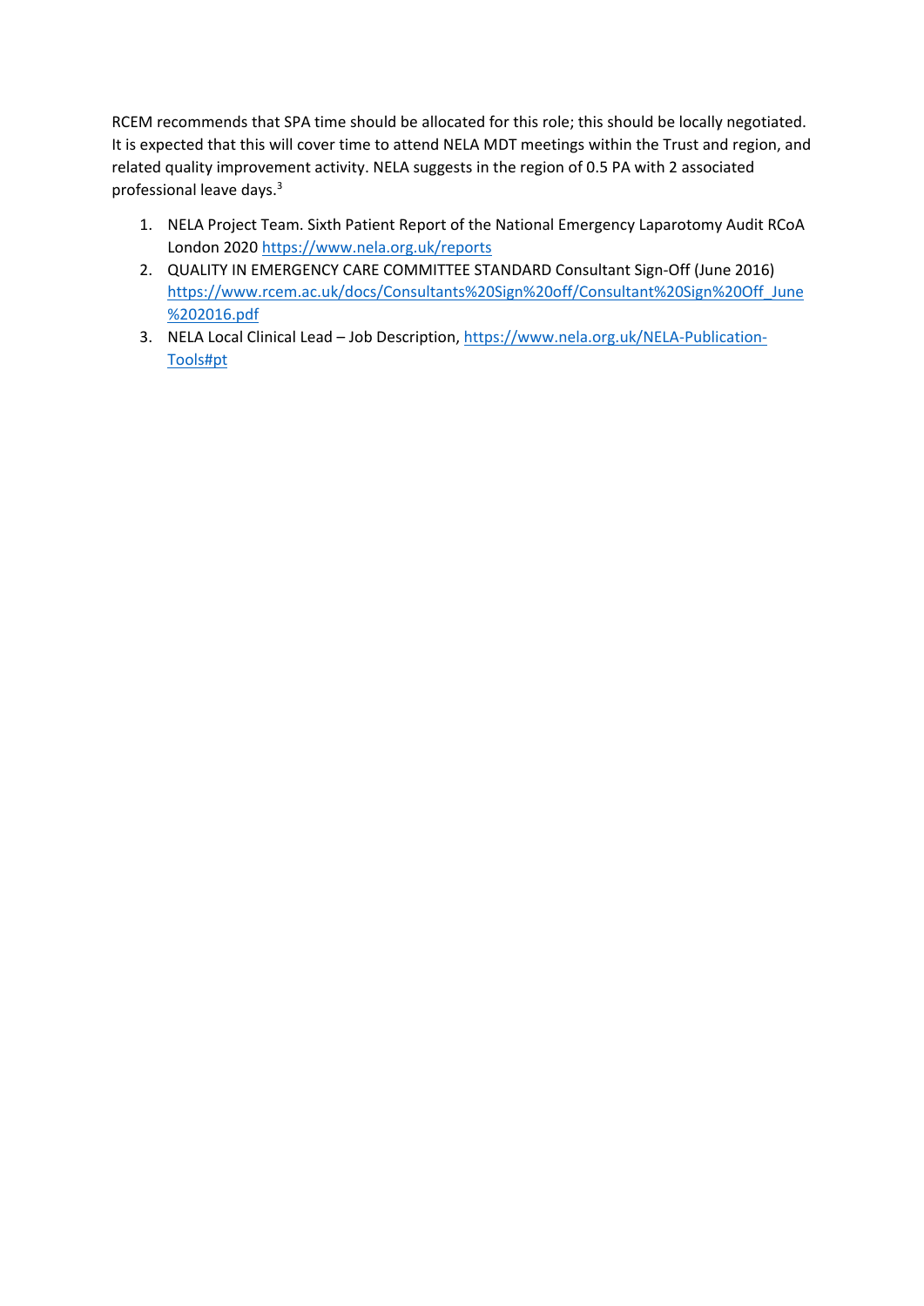RCEM recommends that SPA time should be allocated for this role; this should be locally negotiated. It is expected that this will cover time to attend NELA MDT meetings within the Trust and region, and related quality improvement activity. NELA suggests in the region of 0.5 PA with 2 associated professional leave days.[3]

1. NELA Project Team. Sixth Patient Report of the National Emergency Laparotomy Audit RCoA London 2020 https://www.nela.org.uk/reports
2. QUALITY IN EMERGENCY CARE COMMITTEE STANDARD Consultant Sign-Off (June 2016) https://www.rcem.ac.uk/docs/Consultants%20Sign%20off/Consultant%20Sign%20Off_June%202016.pdf
3. NELA Local Clinical Lead – Job Description, https://www.nela.org.uk/NELA-Publication-Tools#pt